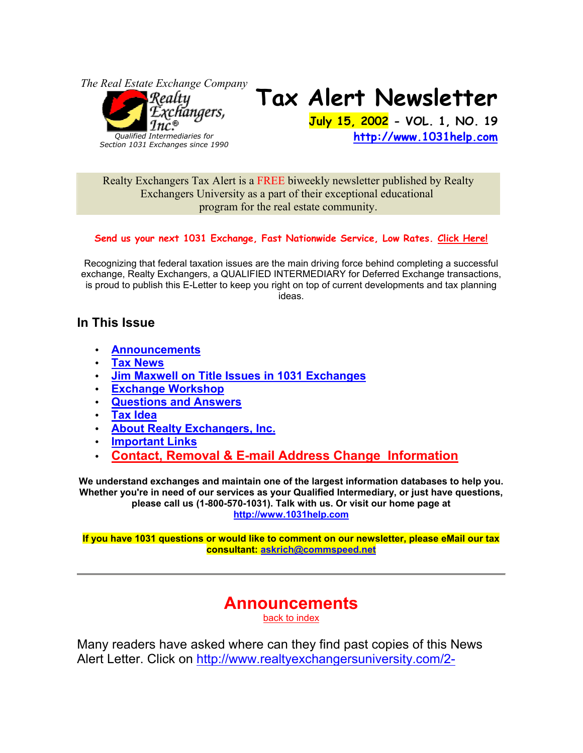*The Real Estate Exchange Company*

Realty Exchangers, Inc.®

*Qualified Intermediaries for Section 1031 Exchanges since 1990*

# Tax Alert Newsletter

**July 15, 2002 - VOL. 1, NO. 19**

**http://www.1031help.com**

Realty Exchangers Tax Alert is a FREE biweekly newsletter published by Realty Exchangers University as a part of their exceptional educational program for the real estate community.

**Send us your next 1031 Exchange, Fast Nationwide Service, Low Rates. Click Here!**

Recognizing that federal taxation issues are the main driving force behind completing a successful exchange, Realty Exchangers, a QUALIFIED INTERMEDIARY for Deferred Exchange transactions, is proud to publish this E-Letter to keep you right on top of current developments and tax planning ideas.

### In This Issue

- **Announcements**
- **Tax News**
- **Jim Maxwell on Title Issues in 1031 Exchanges**
- **Exchange Workshop**
- **Questions and Answers**
- **Tax Idea**
- **About Realty Exchangers, Inc.**
- **Important Links**
- **Contact, Removal & E-mail Address Change Information**

**We understand exchanges and maintain one of the largest information databases to help you. Whether you're in need of our services as your Qualified Intermediary, or just have questions, please call us (1-800-570-1031). Talk with us. Or visit our home page at http://www.1031help.com**

**If you have 1031 questions or would like to comment on our newsletter, please eMail our tax consultant: askrich@commspeed.net**

---

## Announcements

back to index

Many readers have asked where can they find past copies of this News Alert Letter. Click on http://www.realtyexchangersuniversity.com/2-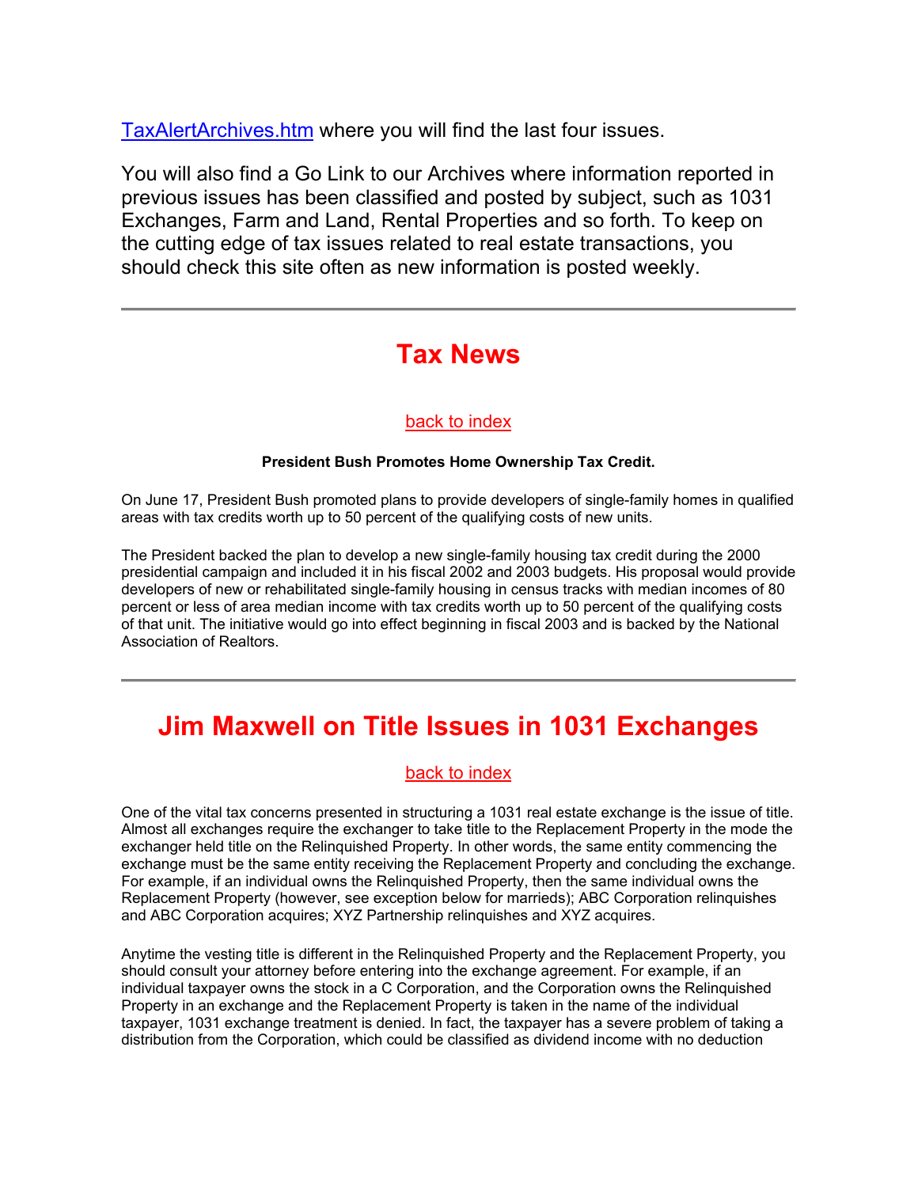[TaxAlertArchives.htm](TaxAlertArchives.htm) where you will find the last four issues.

You will also find a Go Link to our Archives where information reported in previous issues has been classified and posted by subject, such as 1031 Exchanges, Farm and Land, Rental Properties and so forth. To keep on the cutting edge of tax issues related to real estate transactions, you should check this site often as new information is posted weekly.

---

## Tax News

back to index

**President Bush Promotes Home Ownership Tax Credit.**

On June 17, President Bush promoted plans to provide developers of single-family homes in qualified areas with tax credits worth up to 50 percent of the qualifying costs of new units.

The President backed the plan to develop a new single-family housing tax credit during the 2000 presidential campaign and included it in his fiscal 2002 and 2003 budgets. His proposal would provide developers of new or rehabilitated single-family housing in census tracks with median incomes of 80 percent or less of area median income with tax credits worth up to 50 percent of the qualifying costs of that unit. The initiative would go into effect beginning in fiscal 2003 and is backed by the National Association of Realtors.

---

## Jim Maxwell on Title Issues in 1031 Exchanges

back to index

One of the vital tax concerns presented in structuring a 1031 real estate exchange is the issue of title. Almost all exchanges require the exchanger to take title to the Replacement Property in the mode the exchanger held title on the Relinquished Property. In other words, the same entity commencing the exchange must be the same entity receiving the Replacement Property and concluding the exchange. For example, if an individual owns the Relinquished Property, then the same individual owns the Replacement Property (however, see exception below for marrieds); ABC Corporation relinquishes and ABC Corporation acquires; XYZ Partnership relinquishes and XYZ acquires.

Anytime the vesting title is different in the Relinquished Property and the Replacement Property, you should consult your attorney before entering into the exchange agreement. For example, if an individual taxpayer owns the stock in a C Corporation, and the Corporation owns the Relinquished Property in an exchange and the Replacement Property is taken in the name of the individual taxpayer, 1031 exchange treatment is denied. In fact, the taxpayer has a severe problem of taking a distribution from the Corporation, which could be classified as dividend income with no deduction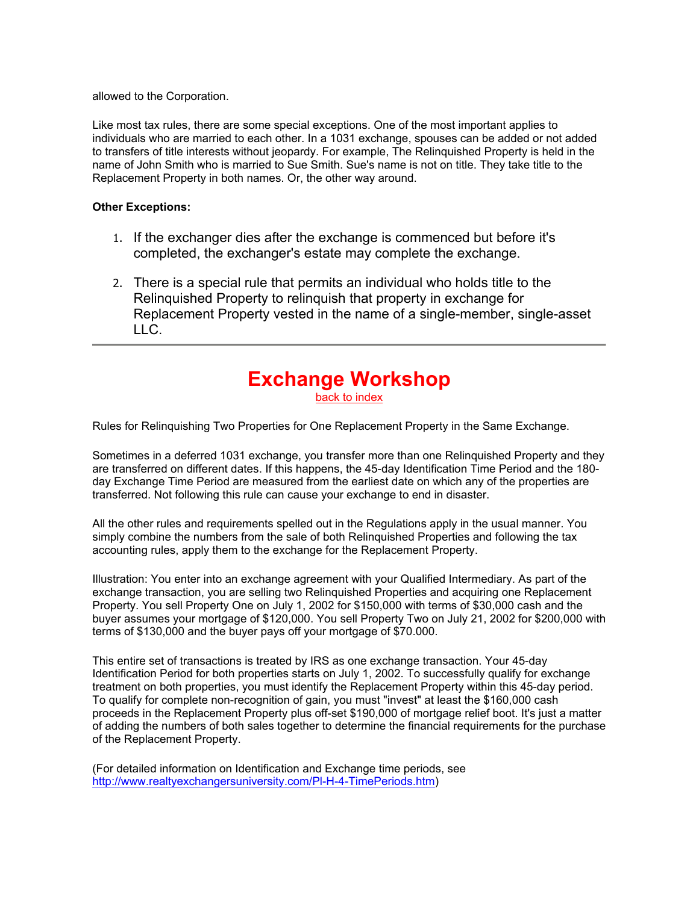allowed to the Corporation.

Like most tax rules, there are some special exceptions. One of the most important applies to individuals who are married to each other. In a 1031 exchange, spouses can be added or not added to transfers of title interests without jeopardy. For example, The Relinquished Property is held in the name of John Smith who is married to Sue Smith. Sue's name is not on title. They take title to the Replacement Property in both names. Or, the other way around.

**Other Exceptions:**

1. If the exchanger dies after the exchange is commenced but before it's completed, the exchanger's estate may complete the exchange.
2. There is a special rule that permits an individual who holds title to the Relinquished Property to relinquish that property in exchange for Replacement Property vested in the name of a single-member, single-asset LLC.

---

# Exchange Workshop

back to index

Rules for Relinquishing Two Properties for One Replacement Property in the Same Exchange.

Sometimes in a deferred 1031 exchange, you transfer more than one Relinquished Property and they are transferred on different dates. If this happens, the 45-day Identification Time Period and the 180-day Exchange Time Period are measured from the earliest date on which any of the properties are transferred. Not following this rule can cause your exchange to end in disaster.

All the other rules and requirements spelled out in the Regulations apply in the usual manner. You simply combine the numbers from the sale of both Relinquished Properties and following the tax accounting rules, apply them to the exchange for the Replacement Property.

Illustration: You enter into an exchange agreement with your Qualified Intermediary. As part of the exchange transaction, you are selling two Relinquished Properties and acquiring one Replacement Property. You sell Property One on July 1, 2002 for $150,000 with terms of $30,000 cash and the buyer assumes your mortgage of $120,000. You sell Property Two on July 21, 2002 for $200,000 with terms of $130,000 and the buyer pays off your mortgage of $70.000.

This entire set of transactions is treated by IRS as one exchange transaction. Your 45-day Identification Period for both properties starts on July 1, 2002. To successfully qualify for exchange treatment on both properties, you must identify the Replacement Property within this 45-day period. To qualify for complete non-recognition of gain, you must "invest" at least the $160,000 cash proceeds in the Replacement Property plus off-set $190,000 of mortgage relief boot. It's just a matter of adding the numbers of both sales together to determine the financial requirements for the purchase of the Replacement Property.

(For detailed information on Identification and Exchange time periods, see http://www.realtyexchangersuniversity.com/Pl-H-4-TimePeriods.htm)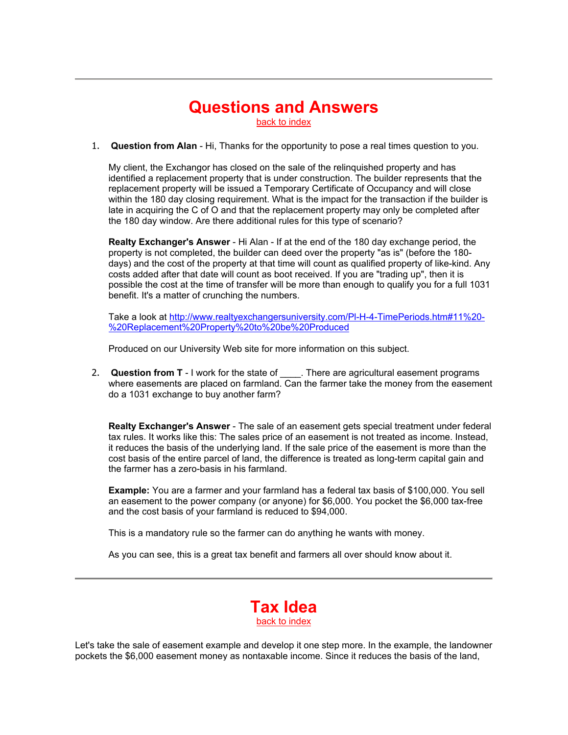---

# Questions and Answers

[back to index]

1. **Question from Alan** - Hi, Thanks for the opportunity to pose a real times question to you.

   My client, the Exchangor has closed on the sale of the relinquished property and has identified a replacement property that is under construction. The builder represents that the replacement property will be issued a Temporary Certificate of Occupancy and will close within the 180 day closing requirement. What is the impact for the transaction if the builder is late in acquiring the C of O and that the replacement property may only be completed after the 180 day window. Are there additional rules for this type of scenario?

   **Realty Exchanger's Answer** - Hi Alan - If at the end of the 180 day exchange period, the property is not completed, the builder can deed over the property "as is" (before the 180-days) and the cost of the property at that time will count as qualified property of like-kind. Any costs added after that date will count as boot received. If you are "trading up", then it is possible the cost at the time of transfer will be more than enough to qualify you for a full 1031 benefit. It's a matter of crunching the numbers.

   Take a look at http://www.realtyexchangersuniversity.com/Pl-H-4-TimePeriods.htm#11%20-%20Replacement%20Property%20to%20be%20Produced

   Produced on our University Web site for more information on this subject.

2. **Question from T** - I work for the state of ____. There are agricultural easement programs where easements are placed on farmland. Can the farmer take the money from the easement do a 1031 exchange to buy another farm?

   **Realty Exchanger's Answer** - The sale of an easement gets special treatment under federal tax rules. It works like this: The sales price of an easement is not treated as income. Instead, it reduces the basis of the underlying land. If the sale price of the easement is more than the cost basis of the entire parcel of land, the difference is treated as long-term capital gain and the farmer has a zero-basis in his farmland.

   **Example:** You are a farmer and your farmland has a federal tax basis of $100,000. You sell an easement to the power company (or anyone) for $6,000. You pocket the $6,000 tax-free and the cost basis of your farmland is reduced to $94,000.

   This is a mandatory rule so the farmer can do anything he wants with money.

   As you can see, this is a great tax benefit and farmers all over should know about it.

---

# Tax Idea

[back to index]

Let's take the sale of easement example and develop it one step more. In the example, the landowner pockets the $6,000 easement money as nontaxable income. Since it reduces the basis of the land,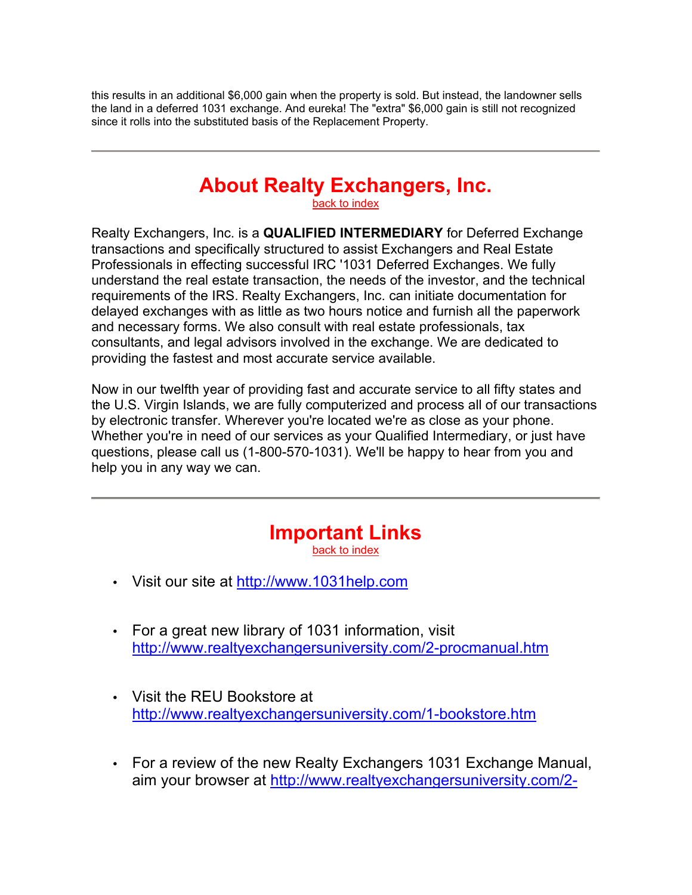this results in an additional $6,000 gain when the property is sold. But instead, the landowner sells the land in a deferred 1031 exchange. And eureka! The "extra" $6,000 gain is still not recognized since it rolls into the substituted basis of the Replacement Property.

---

## About Realty Exchangers, Inc.

back to index

Realty Exchangers, Inc. is a **QUALIFIED INTERMEDIARY** for Deferred Exchange transactions and specifically structured to assist Exchangers and Real Estate Professionals in effecting successful IRC '1031 Deferred Exchanges. We fully understand the real estate transaction, the needs of the investor, and the technical requirements of the IRS. Realty Exchangers, Inc. can initiate documentation for delayed exchanges with as little as two hours notice and furnish all the paperwork and necessary forms. We also consult with real estate professionals, tax consultants, and legal advisors involved in the exchange. We are dedicated to providing the fastest and most accurate service available.

Now in our twelfth year of providing fast and accurate service to all fifty states and the U.S. Virgin Islands, we are fully computerized and process all of our transactions by electronic transfer. Wherever you're located we're as close as your phone. Whether you're in need of our services as your Qualified Intermediary, or just have questions, please call us (1-800-570-1031). We'll be happy to hear from you and help you in any way we can.

---

## Important Links

back to index

- Visit our site at http://www.1031help.com
- For a great new library of 1031 information, visit http://www.realtyexchangersuniversity.com/2-procmanual.htm
- Visit the REU Bookstore at http://www.realtyexchangersuniversity.com/1-bookstore.htm
- For a review of the new Realty Exchangers 1031 Exchange Manual, aim your browser at http://www.realtyexchangersuniversity.com/2-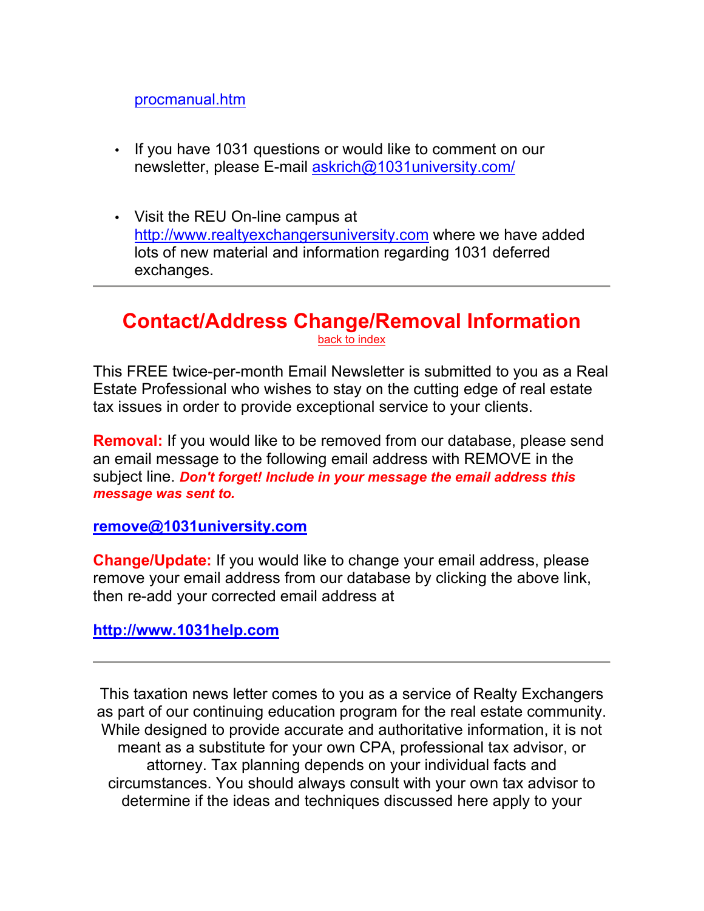procmanual.htm

- If you have 1031 questions or would like to comment on our newsletter, please E-mail askrich@1031university.com/

- Visit the REU On-line campus at http://www.realtyexchangersuniversity.com where we have added lots of new material and information regarding 1031 deferred exchanges.

---

## Contact/Address Change/Removal Information

back to index

This FREE twice-per-month Email Newsletter is submitted to you as a Real Estate Professional who wishes to stay on the cutting edge of real estate tax issues in order to provide exceptional service to your clients.

**Removal:** If you would like to be removed from our database, please send an email message to the following email address with REMOVE in the subject line. ***Don't forget! Include in your message the email address this message was sent to.***

**remove@1031university.com**

**Change/Update:** If you would like to change your email address, please remove your email address from our database by clicking the above link, then re-add your corrected email address at

**http://www.1031help.com**

---

This taxation news letter comes to you as a service of Realty Exchangers as part of our continuing education program for the real estate community. While designed to provide accurate and authoritative information, it is not meant as a substitute for your own CPA, professional tax advisor, or attorney. Tax planning depends on your individual facts and circumstances. You should always consult with your own tax advisor to determine if the ideas and techniques discussed here apply to your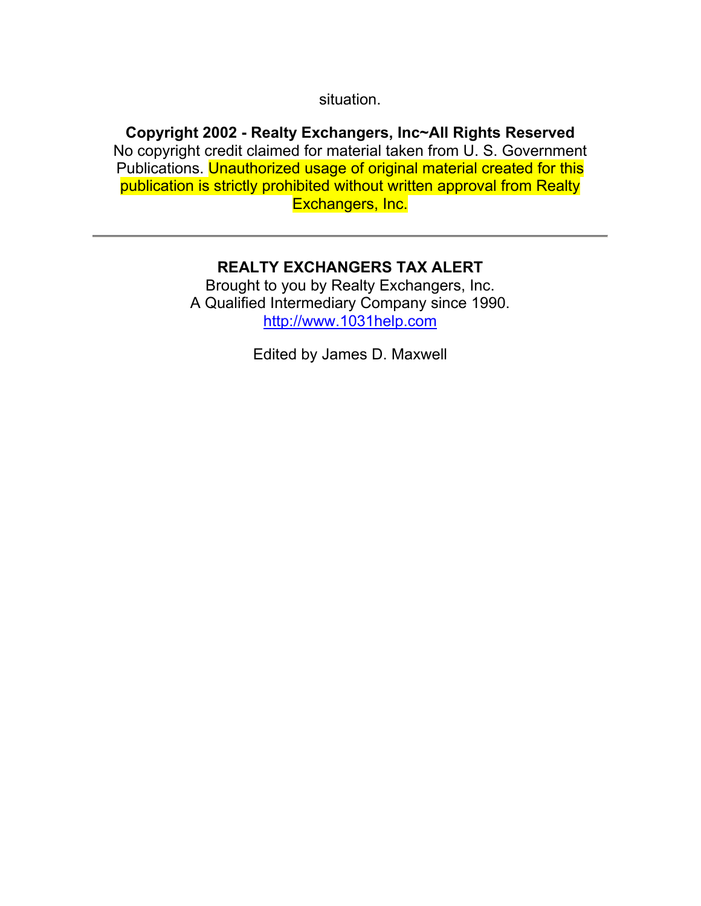situation.

**Copyright 2002 - Realty Exchangers, Inc~All Rights Reserved**
No copyright credit claimed for material taken from U. S. Government Publications. Unauthorized usage of original material created for this publication is strictly prohibited without written approval from Realty Exchangers, Inc.

---

**REALTY EXCHANGERS TAX ALERT**
Brought to you by Realty Exchangers, Inc.
A Qualified Intermediary Company since 1990.
http://www.1031help.com

Edited by James D. Maxwell